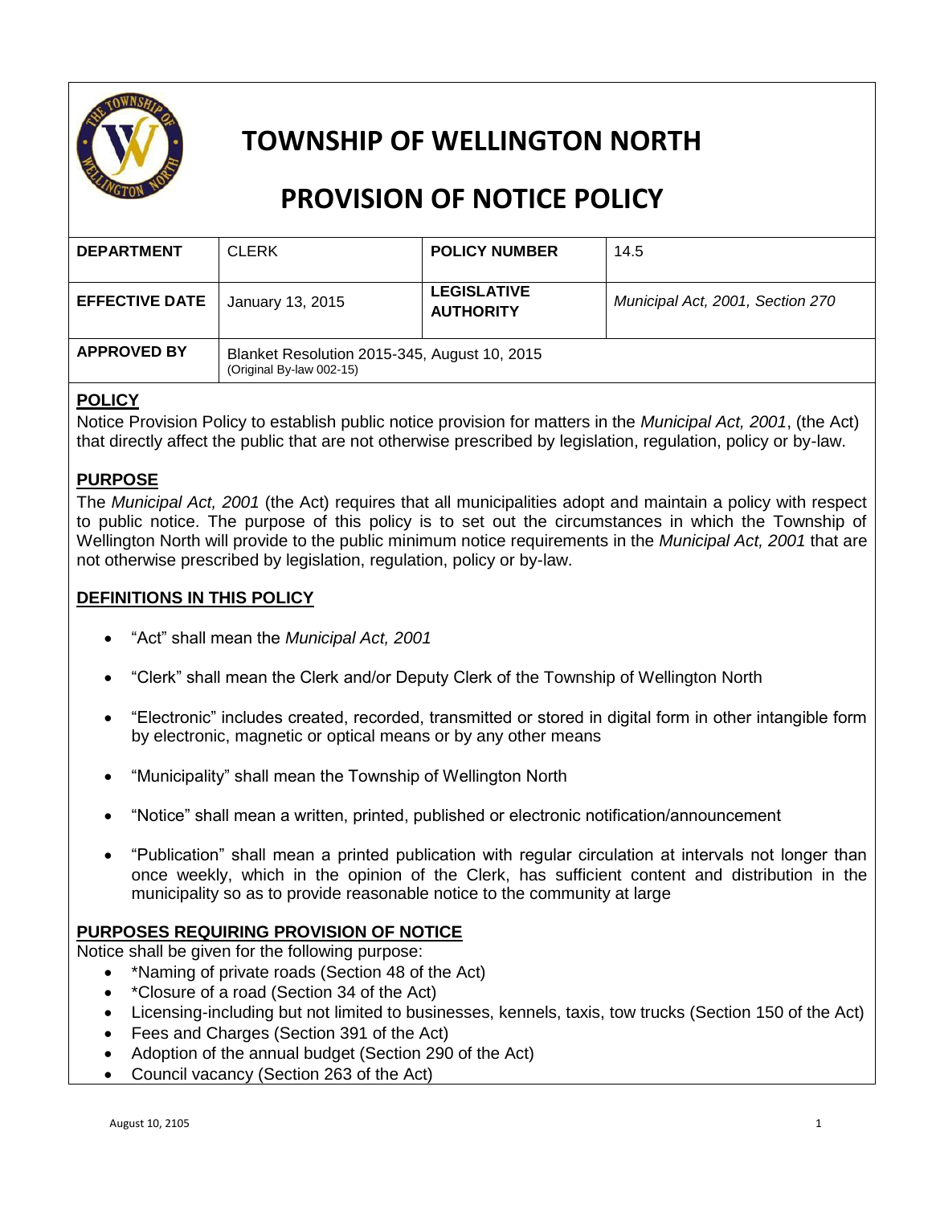# TOWNSHIP OF WELLINGTON NORTH

# PROVISION OF NOTICE POLICY

| **DEPARTMENT** | CLERK | **POLICY NUMBER** | 14.5 |
|---|---|---|---|
| **EFFECTIVE DATE** | January 13, 2015 | **LEGISLATIVE AUTHORITY** | *Municipal Act, 2001, Section 270* |
| **APPROVED BY** | Blanket Resolution 2015-345, August 10, 2015 (Original By-law 002-15) | | |

## POLICY

Notice Provision Policy to establish public notice provision for matters in the *Municipal Act, 2001*, (the Act) that directly affect the public that are not otherwise prescribed by legislation, regulation, policy or by-law.

## PURPOSE

The *Municipal Act, 2001* (the Act) requires that all municipalities adopt and maintain a policy with respect to public notice. The purpose of this policy is to set out the circumstances in which the Township of Wellington North will provide to the public minimum notice requirements in the *Municipal Act, 2001* that are not otherwise prescribed by legislation, regulation, policy or by-law.

## DEFINITIONS IN THIS POLICY

- "Act" shall mean the *Municipal Act, 2001*
- "Clerk" shall mean the Clerk and/or Deputy Clerk of the Township of Wellington North
- "Electronic" includes created, recorded, transmitted or stored in digital form in other intangible form by electronic, magnetic or optical means or by any other means
- "Municipality" shall mean the Township of Wellington North
- "Notice" shall mean a written, printed, published or electronic notification/announcement
- "Publication" shall mean a printed publication with regular circulation at intervals not longer than once weekly, which in the opinion of the Clerk, has sufficient content and distribution in the municipality so as to provide reasonable notice to the community at large

## PURPOSES REQUIRING PROVISION OF NOTICE

Notice shall be given for the following purpose:

- *Naming of private roads (Section 48 of the Act)
- *Closure of a road (Section 34 of the Act)
- Licensing-including but not limited to businesses, kennels, taxis, tow trucks (Section 150 of the Act)
- Fees and Charges (Section 391 of the Act)
- Adoption of the annual budget (Section 290 of the Act)
- Council vacancy (Section 263 of the Act)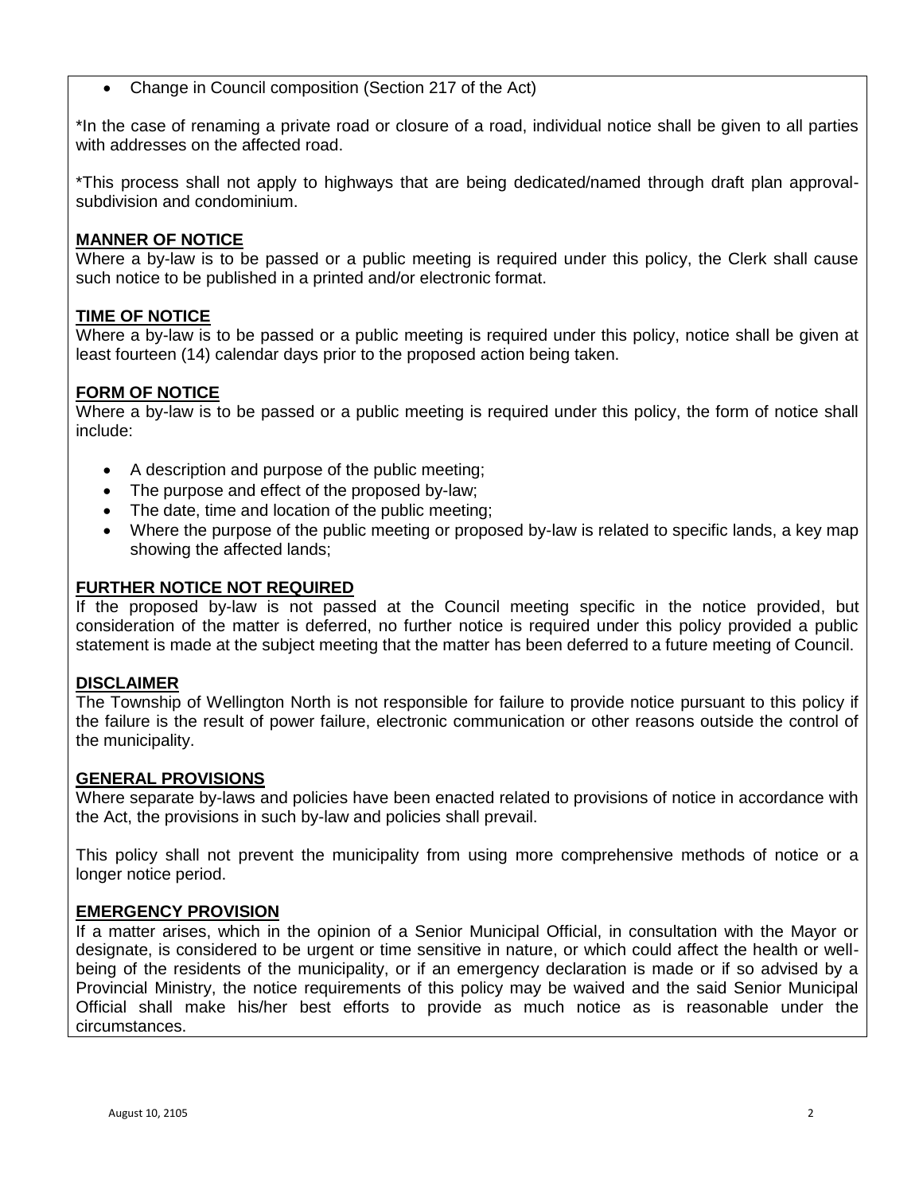- Change in Council composition (Section 217 of the Act)

*In the case of renaming a private road or closure of a road, individual notice shall be given to all parties with addresses on the affected road.

*This process shall not apply to highways that are being dedicated/named through draft plan approval-subdivision and condominium.

**MANNER OF NOTICE**

Where a by-law is to be passed or a public meeting is required under this policy, the Clerk shall cause such notice to be published in a printed and/or electronic format.

**TIME OF NOTICE**

Where a by-law is to be passed or a public meeting is required under this policy, notice shall be given at least fourteen (14) calendar days prior to the proposed action being taken.

**FORM OF NOTICE**

Where a by-law is to be passed or a public meeting is required under this policy, the form of notice shall include:

- A description and purpose of the public meeting;
- The purpose and effect of the proposed by-law;
- The date, time and location of the public meeting;
- Where the purpose of the public meeting or proposed by-law is related to specific lands, a key map showing the affected lands;

**FURTHER NOTICE NOT REQUIRED**

If the proposed by-law is not passed at the Council meeting specific in the notice provided, but consideration of the matter is deferred, no further notice is required under this policy provided a public statement is made at the subject meeting that the matter has been deferred to a future meeting of Council.

**DISCLAIMER**

The Township of Wellington North is not responsible for failure to provide notice pursuant to this policy if the failure is the result of power failure, electronic communication or other reasons outside the control of the municipality.

**GENERAL PROVISIONS**

Where separate by-laws and policies have been enacted related to provisions of notice in accordance with the Act, the provisions in such by-law and policies shall prevail.

This policy shall not prevent the municipality from using more comprehensive methods of notice or a longer notice period.

**EMERGENCY PROVISION**

If a matter arises, which in the opinion of a Senior Municipal Official, in consultation with the Mayor or designate, is considered to be urgent or time sensitive in nature, or which could affect the health or well-being of the residents of the municipality, or if an emergency declaration is made or if so advised by a Provincial Ministry, the notice requirements of this policy may be waived and the said Senior Municipal Official shall make his/her best efforts to provide as much notice as is reasonable under the circumstances.